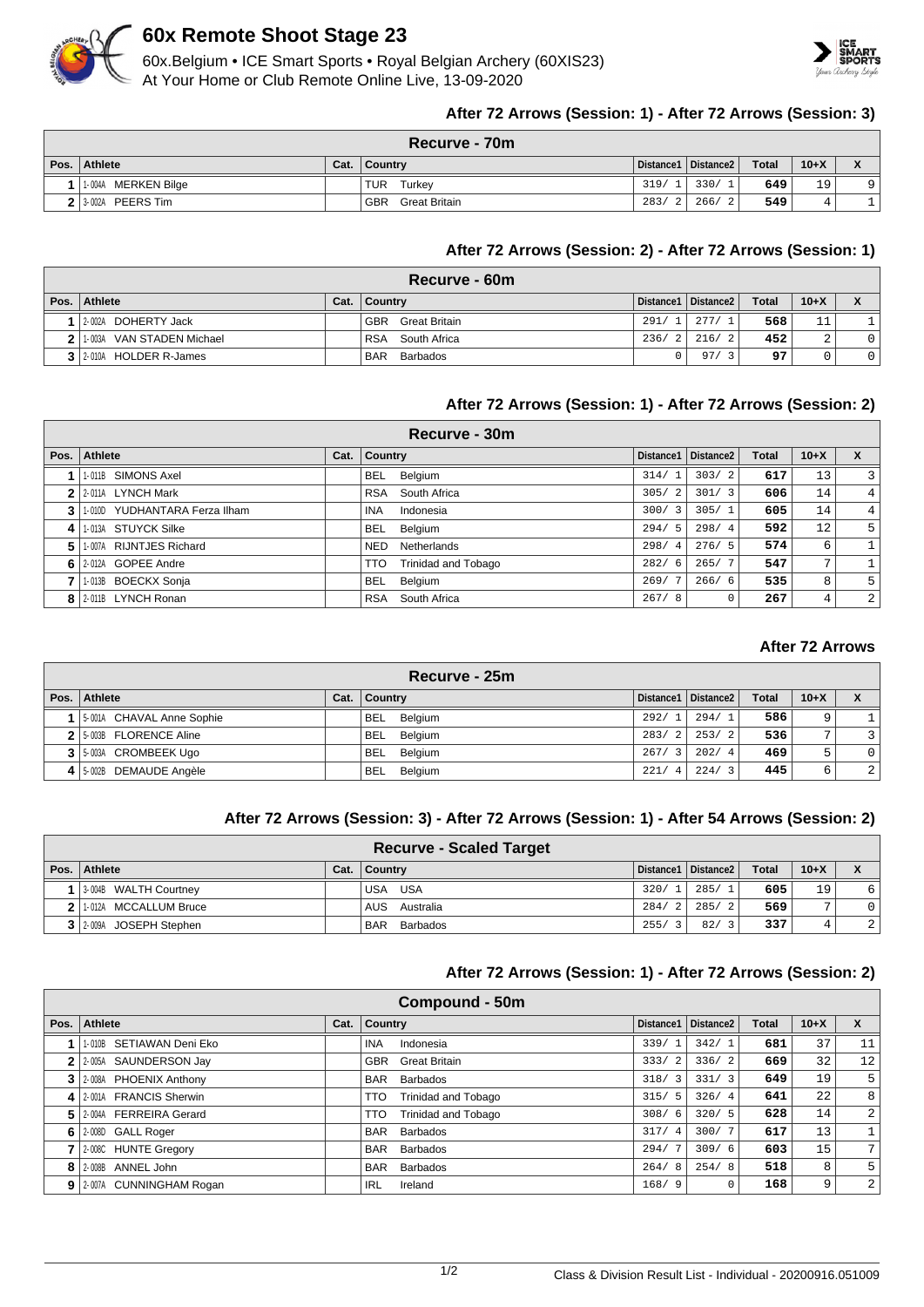# 60x Remote Shoot Stage 23

60x.Belgium • ICE Smart Sports • Royal Belgian Archery (60XIS23)
At Your Home or Club Remote Online Live, 13-09-2020

### After 72 Arrows (Session: 1) - After 72 Arrows (Session: 3)

| Recurve - 70m | | | | | | | | |
|---|---|---|---|---|---|---|---|---|
| Pos. | Athlete | Cat. | Country | Distance1 | Distance2 | Total | 10+X | X |
| 1 | 1-004A MERKEN Bilge | | TUR Turkey | 319/ 1 | 330/ 1 | 649 | 19 | 9 |
| 2 | 3-002A PEERS Tim | | GBR Great Britain | 283/ 2 | 266/ 2 | 549 | 4 | 1 |

### After 72 Arrows (Session: 2) - After 72 Arrows (Session: 1)

| Recurve - 60m | | | | | | | | |
|---|---|---|---|---|---|---|---|---|
| Pos. | Athlete | Cat. | Country | Distance1 | Distance2 | Total | 10+X | X |
| 1 | 2-002A DOHERTY Jack | | GBR Great Britain | 291/ 1 | 277/ 1 | 568 | 11 | 1 |
| 2 | 1-003A VAN STADEN Michael | | RSA South Africa | 236/ 2 | 216/ 2 | 452 | 2 | 0 |
| 3 | 2-010A HOLDER R-James | | BAR Barbados | 0 | 97/ 3 | 97 | 0 | 0 |

### After 72 Arrows (Session: 1) - After 72 Arrows (Session: 2)

| Recurve - 30m | | | | | | | | |
|---|---|---|---|---|---|---|---|---|
| Pos. | Athlete | Cat. | Country | Distance1 | Distance2 | Total | 10+X | X |
| 1 | 1-011B SIMONS Axel | | BEL Belgium | 314/ 1 | 303/ 2 | 617 | 13 | 3 |
| 2 | 2-011A LYNCH Mark | | RSA South Africa | 305/ 2 | 301/ 3 | 606 | 14 | 4 |
| 3 | 1-010D YUDHANTARA Ferza Ilham | | INA Indonesia | 300/ 3 | 305/ 1 | 605 | 14 | 4 |
| 4 | 1-013A STUYCK Silke | | BEL Belgium | 294/ 5 | 298/ 4 | 592 | 12 | 5 |
| 5 | 1-007A RIJNTJES Richard | | NED Netherlands | 298/ 4 | 276/ 5 | 574 | 6 | 1 |
| 6 | 2-012A GOPEE Andre | | TTO Trinidad and Tobago | 282/ 6 | 265/ 7 | 547 | 7 | 1 |
| 7 | 1-013B BOECKX Sonja | | BEL Belgium | 269/ 7 | 266/ 6 | 535 | 8 | 5 |
| 8 | 2-011B LYNCH Ronan | | RSA South Africa | 267/ 8 | 0 | 267 | 4 | 2 |

### After 72 Arrows

| Recurve - 25m | | | | | | | | |
|---|---|---|---|---|---|---|---|---|
| Pos. | Athlete | Cat. | Country | Distance1 | Distance2 | Total | 10+X | X |
| 1 | 5-001A CHAVAL Anne Sophie | | BEL Belgium | 292/ 1 | 294/ 1 | 586 | 9 | 1 |
| 2 | 5-003B FLORENCE Aline | | BEL Belgium | 283/ 2 | 253/ 2 | 536 | 7 | 3 |
| 3 | 5-003A CROMBEEK Ugo | | BEL Belgium | 267/ 3 | 202/ 4 | 469 | 5 | 0 |
| 4 | 5-002B DEMAUDE Angèle | | BEL Belgium | 221/ 4 | 224/ 3 | 445 | 6 | 2 |

### After 72 Arrows (Session: 3) - After 72 Arrows (Session: 1) - After 54 Arrows (Session: 2)

| Recurve - Scaled Target | | | | | | | | |
|---|---|---|---|---|---|---|---|---|
| Pos. | Athlete | Cat. | Country | Distance1 | Distance2 | Total | 10+X | X |
| 1 | 3-004B WALTH Courtney | | USA USA | 320/ 1 | 285/ 1 | 605 | 19 | 6 |
| 2 | 1-012A MCCALLUM Bruce | | AUS Australia | 284/ 2 | 285/ 2 | 569 | 7 | 0 |
| 3 | 2-009A JOSEPH Stephen | | BAR Barbados | 255/ 3 | 82/ 3 | 337 | 4 | 2 |

### After 72 Arrows (Session: 1) - After 72 Arrows (Session: 2)

| Compound - 50m | | | | | | | | |
|---|---|---|---|---|---|---|---|---|
| Pos. | Athlete | Cat. | Country | Distance1 | Distance2 | Total | 10+X | X |
| 1 | 1-010B SETIAWAN Deni Eko | | INA Indonesia | 339/ 1 | 342/ 1 | 681 | 37 | 11 |
| 2 | 2-005A SAUNDERSON Jay | | GBR Great Britain | 333/ 2 | 336/ 2 | 669 | 32 | 12 |
| 3 | 2-008A PHOENIX Anthony | | BAR Barbados | 318/ 3 | 331/ 3 | 649 | 19 | 5 |
| 4 | 2-001A FRANCIS Sherwin | | TTO Trinidad and Tobago | 315/ 5 | 326/ 4 | 641 | 22 | 8 |
| 5 | 2-004A FERREIRA Gerard | | TTO Trinidad and Tobago | 308/ 6 | 320/ 5 | 628 | 14 | 2 |
| 6 | 2-008D GALL Roger | | BAR Barbados | 317/ 4 | 300/ 7 | 617 | 13 | 1 |
| 7 | 2-008C HUNTE Gregory | | BAR Barbados | 294/ 7 | 309/ 6 | 603 | 15 | 7 |
| 8 | 2-008B ANNEL John | | BAR Barbados | 264/ 8 | 254/ 8 | 518 | 8 | 5 |
| 9 | 2-007A CUNNINGHAM Rogan | | IRL Ireland | 168/ 9 | 0 | 168 | 9 | 2 |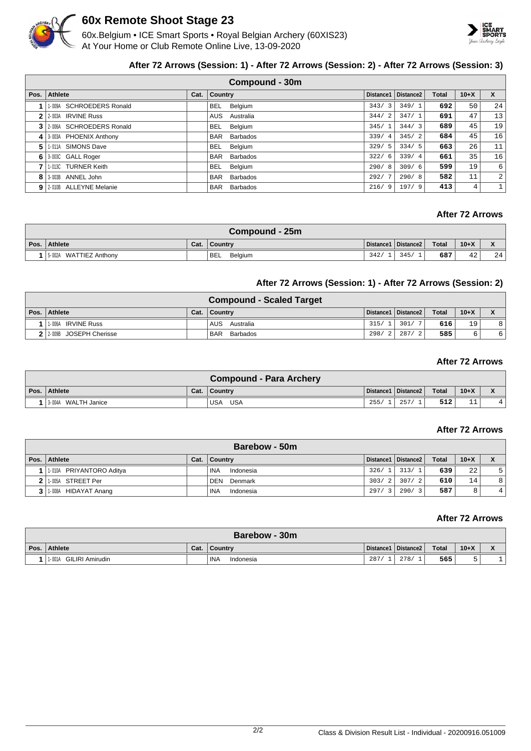# 60x Remote Shoot Stage 23

60x.Belgium • ICE Smart Sports • Royal Belgian Archery (60XIS23)
At Your Home or Club Remote Online Live, 13-09-2020

### After 72 Arrows (Session: 1) - After 72 Arrows (Session: 2) - After 72 Arrows (Session: 3)

| Compound - 30m | | | | | | | | |
|---|---|---|---|---|---|---|---|---|
| Pos. | Athlete | Cat. | Country | Distance1 | Distance2 | Total | 10+X | X |
| 1 | 1-009A SCHROEDERS Ronald | | BEL Belgium | 343/ 3 | 349/ 1 | 692 | 50 | 24 |
| 2 | 2-003A IRVINE Russ | | AUS Australia | 344/ 2 | 347/ 1 | 691 | 47 | 13 |
| 3 | 2-006A SCHROEDERS Ronald | | BEL Belgium | 345/ 1 | 344/ 3 | 689 | 45 | 19 |
| 4 | 3-003A PHOENIX Anthony | | BAR Barbados | 339/ 4 | 345/ 2 | 684 | 45 | 16 |
| 5 | 1-011A SIMONS Dave | | BEL Belgium | 329/ 5 | 334/ 5 | 663 | 26 | 11 |
| 6 | 3-003C GALL Roger | | BAR Barbados | 322/ 6 | 339/ 4 | 661 | 35 | 16 |
| 7 | 1-013C TURNER Keith | | BEL Belgium | 290/ 8 | 309/ 6 | 599 | 19 | 6 |
| 8 | 3-003B ANNEL John | | BAR Barbados | 292/ 7 | 290/ 8 | 582 | 11 | 2 |
| 9 | 2-010B ALLEYNE Melanie | | BAR Barbados | 216/ 9 | 197/ 9 | 413 | 4 | 1 |

### After 72 Arrows

| Compound - 25m | | | | | | | | |
|---|---|---|---|---|---|---|---|---|
| Pos. | Athlete | Cat. | Country | Distance1 | Distance2 | Total | 10+X | X |
| 1 | 5-002A WATTIEZ Anthony | | BEL Belgium | 342/ 1 | 345/ 1 | 687 | 42 | 24 |

### After 72 Arrows (Session: 1) - After 72 Arrows (Session: 2)

| Compound - Scaled Target | | | | | | | | |
|---|---|---|---|---|---|---|---|---|
| Pos. | Athlete | Cat. | Country | Distance1 | Distance2 | Total | 10+X | X |
| 1 | 1-006A IRVINE Russ | | AUS Australia | 315/ 1 | 301/ 7 | 616 | 19 | 8 |
| 2 | 2-009B JOSEPH Cherisse | | BAR Barbados | 298/ 2 | 287/ 2 | 585 | 6 | 6 |

### After 72 Arrows

| Compound - Para Archery | | | | | | | | |
|---|---|---|---|---|---|---|---|---|
| Pos. | Athlete | Cat. | Country | Distance1 | Distance2 | Total | 10+X | X |
| 1 | 3-004A WALTH Janice | | USA USA | 255/ 1 | 257/ 1 | 512 | 11 | 4 |

### After 72 Arrows

| Barebow - 50m | | | | | | | | |
|---|---|---|---|---|---|---|---|---|
| Pos. | Athlete | Cat. | Country | Distance1 | Distance2 | Total | 10+X | X |
| 1 | 1-010A PRIYANTORO Aditya | | INA Indonesia | 326/ 1 | 313/ 1 | 639 | 22 | 5 |
| 2 | 1-005A STREET Per | | DEN Denmark | 303/ 2 | 307/ 2 | 610 | 14 | 8 |
| 3 | 1-008A HIDAYAT Anang | | INA Indonesia | 297/ 3 | 290/ 3 | 587 | 8 | 4 |

### After 72 Arrows

| Barebow - 30m | | | | | | | | |
|---|---|---|---|---|---|---|---|---|
| Pos. | Athlete | Cat. | Country | Distance1 | Distance2 | Total | 10+X | X |
| 1 | 1-001A GILIRI Amirudin | | INA Indonesia | 287/ 1 | 278/ 1 | 565 | 5 | 1 |

Class & Division Result List - Individual - 20200916.051009